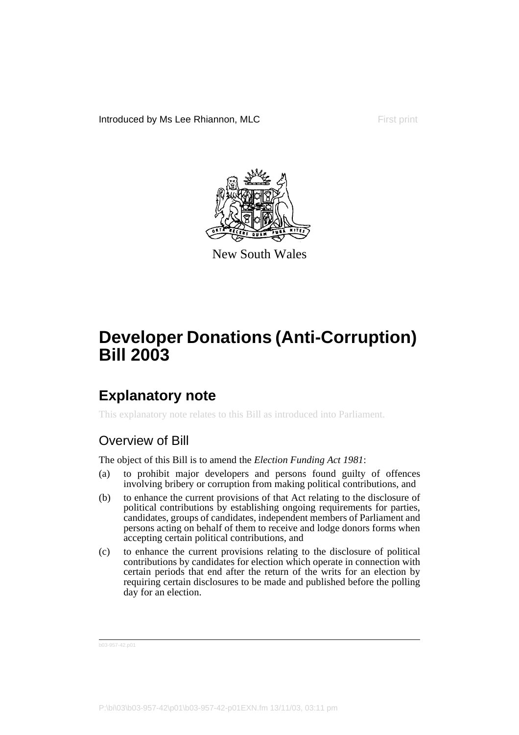Introduced by Ms Lee Rhiannon, MLC

First print

New South Wales

# Developer Donations (Anti-Corruption) Bill 2003

## Explanatory note

This explanatory note relates to this Bill as introduced into Parliament.

### Overview of Bill

The object of this Bill is to amend the *Election Funding Act 1981*:

(a) to prohibit major developers and persons found guilty of offences involving bribery or corruption from making political contributions, and

(b) to enhance the current provisions of that Act relating to the disclosure of political contributions by establishing ongoing requirements for parties, candidates, groups of candidates, independent members of Parliament and persons acting on behalf of them to receive and lodge donors forms when accepting certain political contributions, and

(c) to enhance the current provisions relating to the disclosure of political contributions by candidates for election which operate in connection with certain periods that end after the return of the writs for an election by requiring certain disclosures to be made and published before the polling day for an election.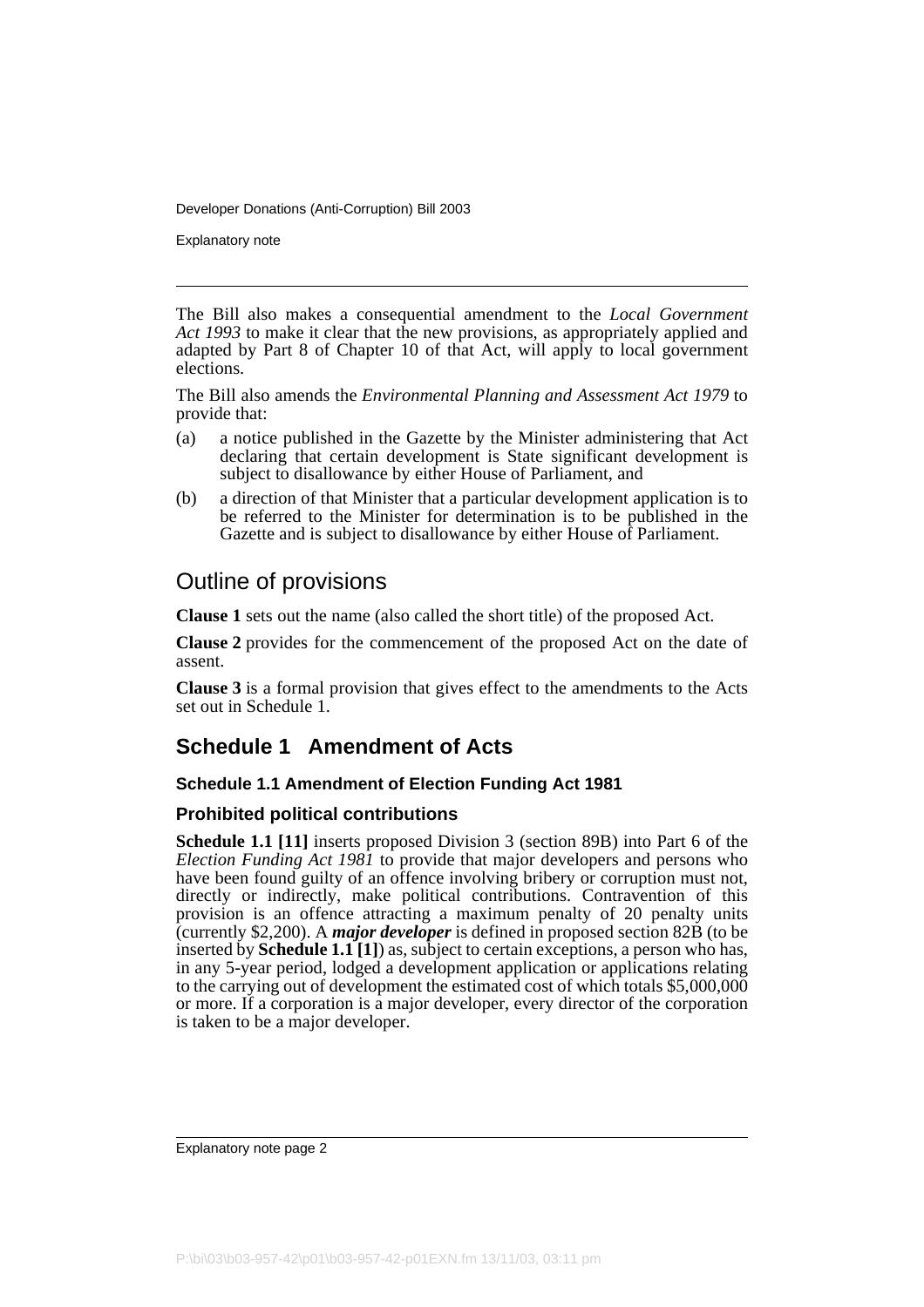The Bill also makes a consequential amendment to the *Local Government Act 1993* to make it clear that the new provisions, as appropriately applied and adapted by Part 8 of Chapter 10 of that Act, will apply to local government elections.

The Bill also amends the *Environmental Planning and Assessment Act 1979* to provide that:

(a) a notice published in the Gazette by the Minister administering that Act declaring that certain development is State significant development is subject to disallowance by either House of Parliament, and

(b) a direction of that Minister that a particular development application is to be referred to the Minister for determination is to be published in the Gazette and is subject to disallowance by either House of Parliament.

# Outline of provisions

**Clause 1** sets out the name (also called the short title) of the proposed Act.

**Clause 2** provides for the commencement of the proposed Act on the date of assent.

**Clause 3** is a formal provision that gives effect to the amendments to the Acts set out in Schedule 1.

## Schedule 1 Amendment of Acts

### Schedule 1.1 Amendment of Election Funding Act 1981

### Prohibited political contributions

**Schedule 1.1 [11]** inserts proposed Division 3 (section 89B) into Part 6 of the *Election Funding Act 1981* to provide that major developers and persons who have been found guilty of an offence involving bribery or corruption must not, directly or indirectly, make political contributions. Contravention of this provision is an offence attracting a maximum penalty of 20 penalty units (currently $2,200). A ***major developer*** is defined in proposed section 82B (to be inserted by **Schedule 1.1 [1]**) as, subject to certain exceptions, a person who has, in any 5-year period, lodged a development application or applications relating to the carrying out of development the estimated cost of which totals $5,000,000 or more. If a corporation is a major developer, every director of the corporation is taken to be a major developer.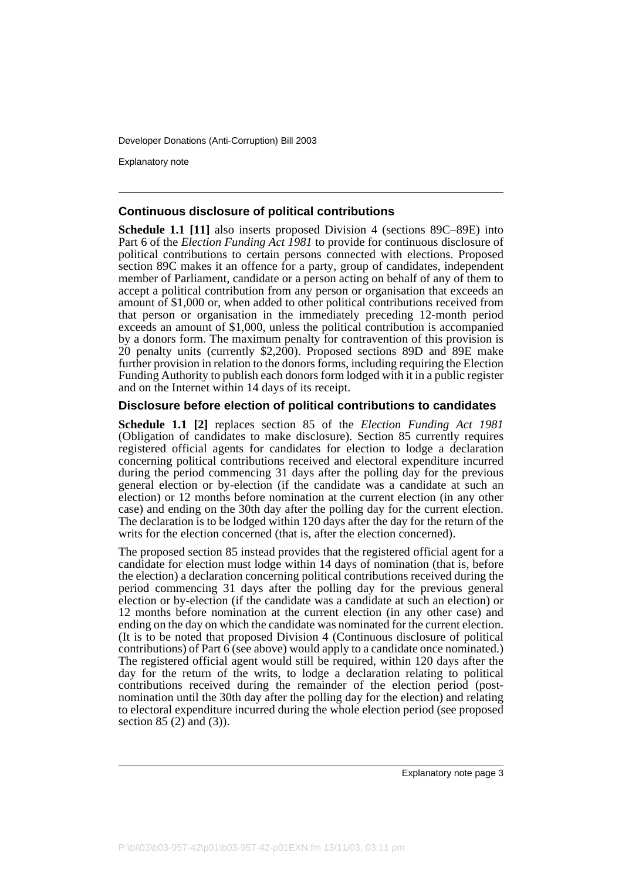### Continuous disclosure of political contributions

**Schedule 1.1 [11]** also inserts proposed Division 4 (sections 89C–89E) into Part 6 of the *Election Funding Act 1981* to provide for continuous disclosure of political contributions to certain persons connected with elections. Proposed section 89C makes it an offence for a party, group of candidates, independent member of Parliament, candidate or a person acting on behalf of any of them to accept a political contribution from any person or organisation that exceeds an amount of $1,000 or, when added to other political contributions received from that person or organisation in the immediately preceding 12-month period exceeds an amount of $1,000, unless the political contribution is accompanied by a donors form. The maximum penalty for contravention of this provision is 20 penalty units (currently $2,200). Proposed sections 89D and 89E make further provision in relation to the donors forms, including requiring the Election Funding Authority to publish each donors form lodged with it in a public register and on the Internet within 14 days of its receipt.

### Disclosure before election of political contributions to candidates

**Schedule 1.1 [2]** replaces section 85 of the *Election Funding Act 1981* (Obligation of candidates to make disclosure). Section 85 currently requires registered official agents for candidates for election to lodge a declaration concerning political contributions received and electoral expenditure incurred during the period commencing 31 days after the polling day for the previous general election or by-election (if the candidate was a candidate at such an election) or 12 months before nomination at the current election (in any other case) and ending on the 30th day after the polling day for the current election. The declaration is to be lodged within 120 days after the day for the return of the writs for the election concerned (that is, after the election concerned).

The proposed section 85 instead provides that the registered official agent for a candidate for election must lodge within 14 days of nomination (that is, before the election) a declaration concerning political contributions received during the period commencing 31 days after the polling day for the previous general election or by-election (if the candidate was a candidate at such an election) or 12 months before nomination at the current election (in any other case) and ending on the day on which the candidate was nominated for the current election. (It is to be noted that proposed Division 4 (Continuous disclosure of political contributions) of Part 6 (see above) would apply to a candidate once nominated.) The registered official agent would still be required, within 120 days after the day for the return of the writs, to lodge a declaration relating to political contributions received during the remainder of the election period (post-nomination until the 30th day after the polling day for the election) and relating to electoral expenditure incurred during the whole election period (see proposed section 85 (2) and (3)).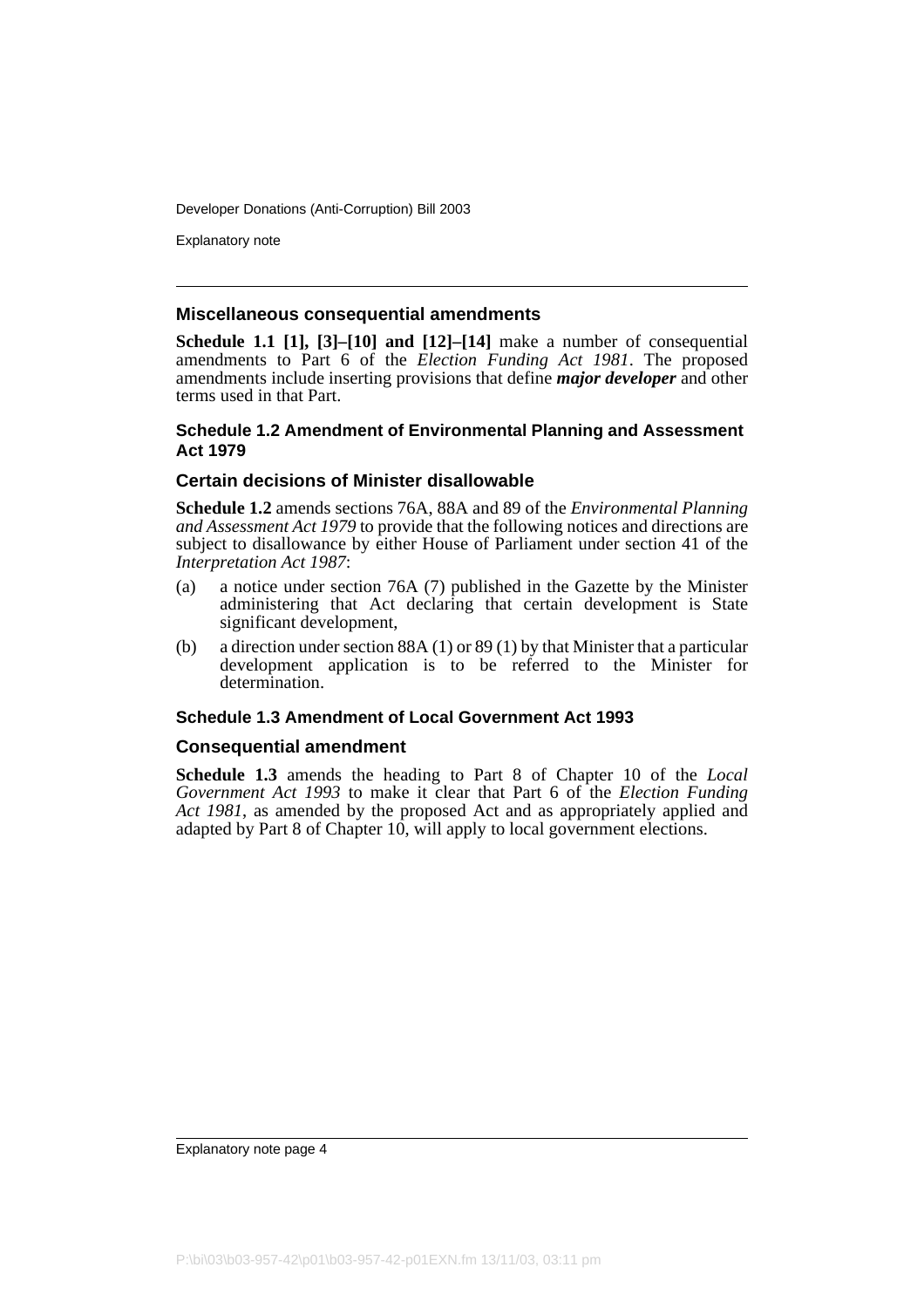### Miscellaneous consequential amendments

**Schedule 1.1 [1], [3]–[10] and [12]–[14]** make a number of consequential amendments to Part 6 of the *Election Funding Act 1981*. The proposed amendments include inserting provisions that define ***major developer*** and other terms used in that Part.

## Schedule 1.2 Amendment of Environmental Planning and Assessment Act 1979

### Certain decisions of Minister disallowable

**Schedule 1.2** amends sections 76A, 88A and 89 of the *Environmental Planning and Assessment Act 1979* to provide that the following notices and directions are subject to disallowance by either House of Parliament under section 41 of the *Interpretation Act 1987*:

(a) a notice under section 76A (7) published in the Gazette by the Minister administering that Act declaring that certain development is State significant development,

(b) a direction under section 88A (1) or 89 (1) by that Minister that a particular development application is to be referred to the Minister for determination.

## Schedule 1.3 Amendment of Local Government Act 1993

### Consequential amendment

**Schedule 1.3** amends the heading to Part 8 of Chapter 10 of the *Local Government Act 1993* to make it clear that Part 6 of the *Election Funding Act 1981*, as amended by the proposed Act and as appropriately applied and adapted by Part 8 of Chapter 10, will apply to local government elections.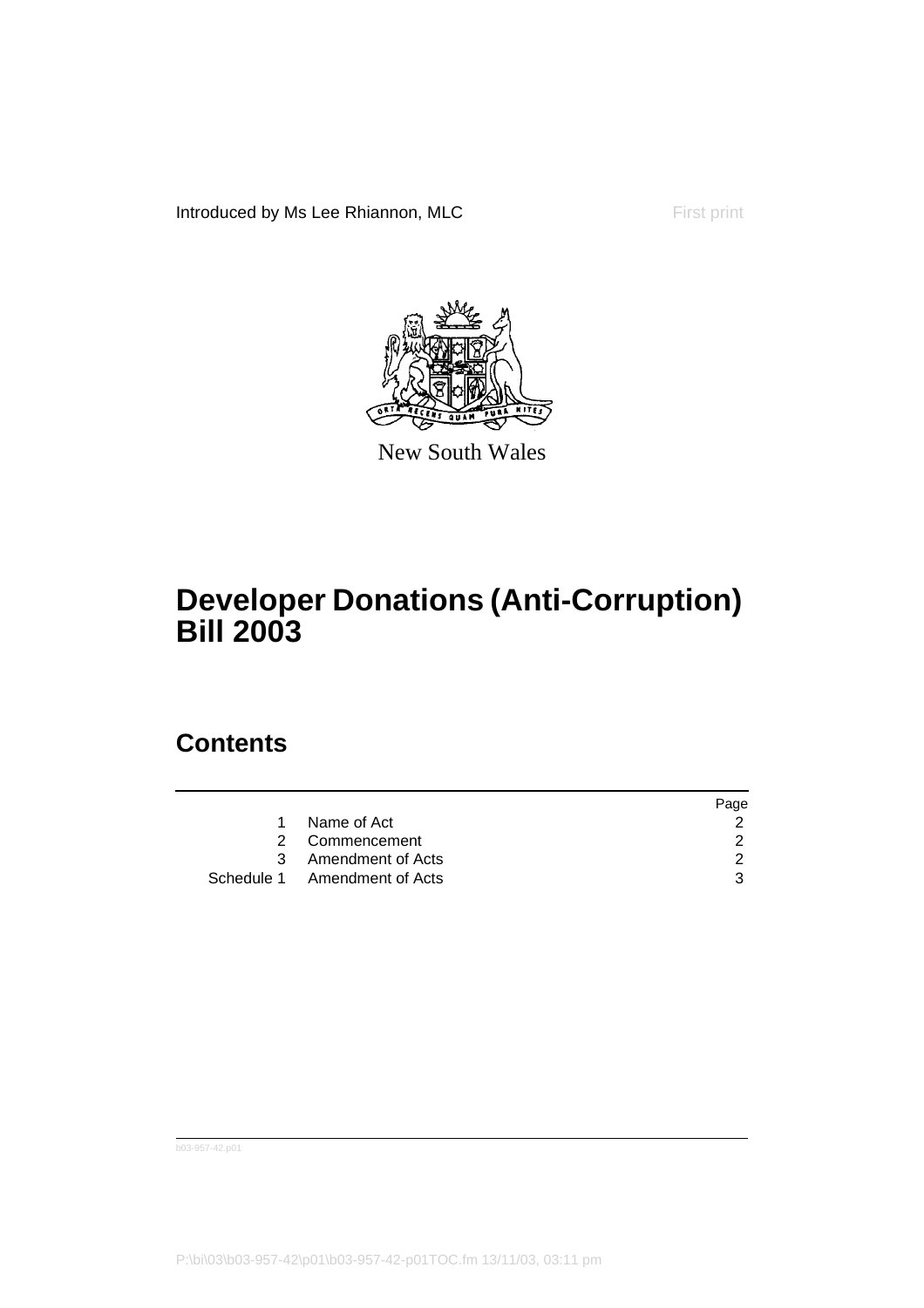Introduced by Ms Lee Rhiannon, MLC First print

New South Wales

# Developer Donations (Anti-Corruption) Bill 2003

## Contents

| | | Page |
|---|---|---|
| 1 | Name of Act | 2 |
| 2 | Commencement | 2 |
| 3 | Amendment of Acts | 2 |
| Schedule 1 | Amendment of Acts | 3 |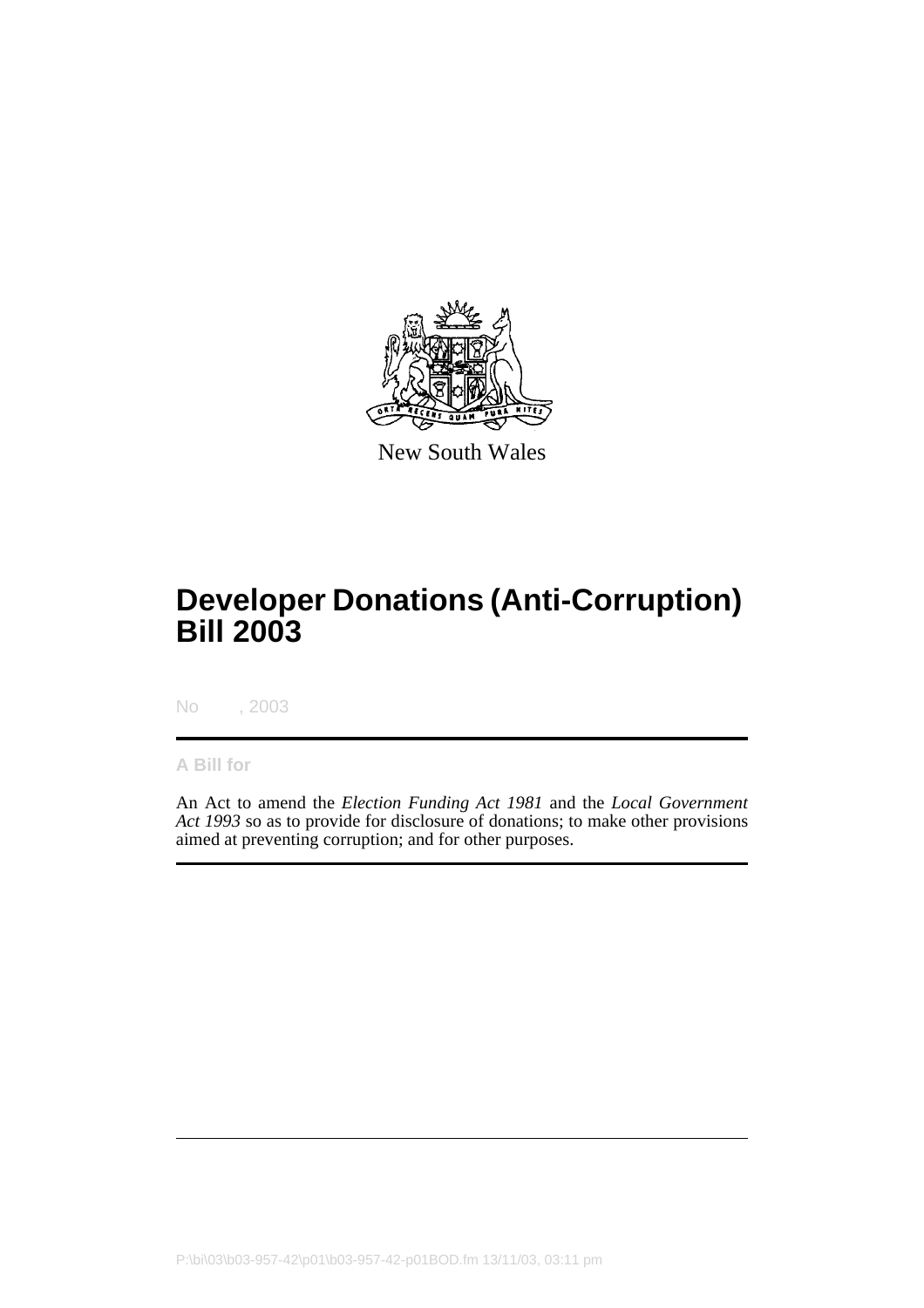New South Wales

# Developer Donations (Anti-Corruption) Bill 2003

No , 2003

**A Bill for**

An Act to amend the *Election Funding Act 1981* and the *Local Government Act 1993* so as to provide for disclosure of donations; to make other provisions aimed at preventing corruption; and for other purposes.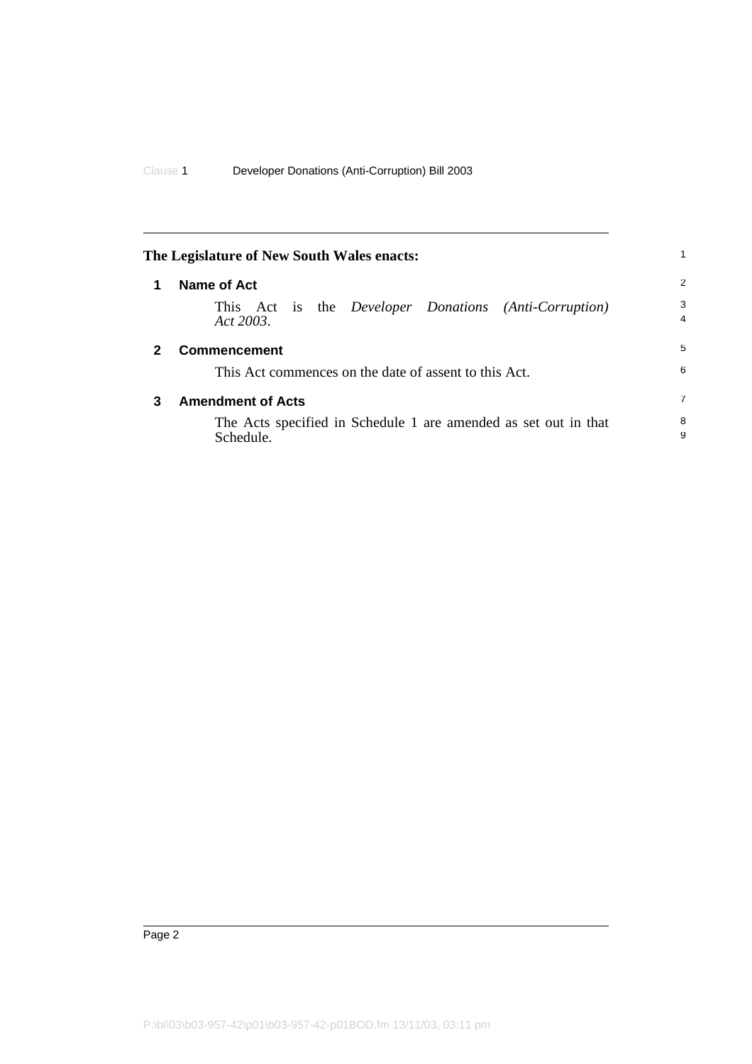**The Legislature of New South Wales enacts:**

## 1 Name of Act

This Act is the *Developer Donations (Anti-Corruption) Act 2003*.

## 2 Commencement

This Act commences on the date of assent to this Act.

## 3 Amendment of Acts

The Acts specified in Schedule 1 are amended as set out in that Schedule.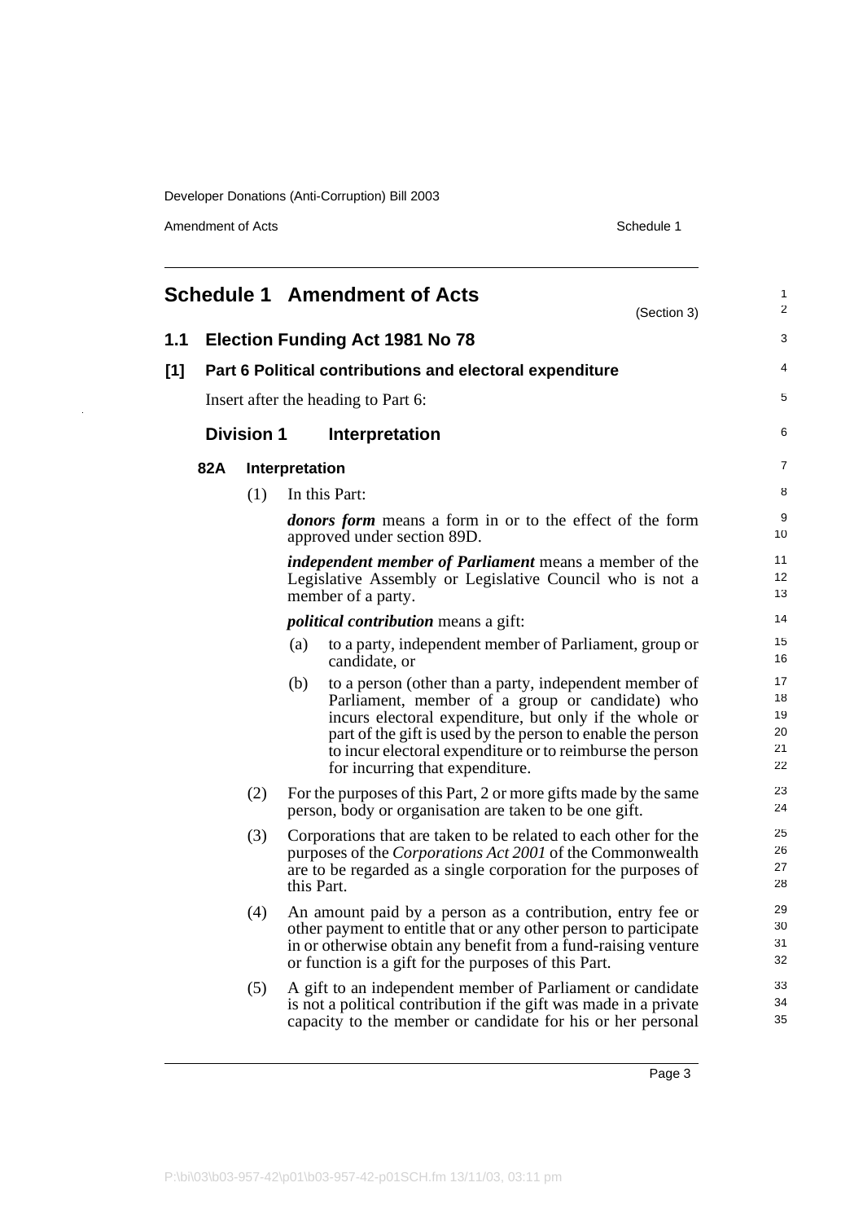# Schedule 1 Amendment of Acts

(Section 3)

## 1.1 Election Funding Act 1981 No 78

### [1] Part 6 Political contributions and electoral expenditure

Insert after the heading to Part 6:

### Division 1 Interpretation

#### 82A Interpretation

(1) In this Part:

***donors form*** means a form in or to the effect of the form approved under section 89D.

***independent member of Parliament*** means a member of the Legislative Assembly or Legislative Council who is not a member of a party.

***political contribution*** means a gift:

(a) to a party, independent member of Parliament, group or candidate, or

(b) to a person (other than a party, independent member of Parliament, member of a group or candidate) who incurs electoral expenditure, but only if the whole or part of the gift is used by the person to enable the person to incur electoral expenditure or to reimburse the person for incurring that expenditure.

(2) For the purposes of this Part, 2 or more gifts made by the same person, body or organisation are taken to be one gift.

(3) Corporations that are taken to be related to each other for the purposes of the *Corporations Act 2001* of the Commonwealth are to be regarded as a single corporation for the purposes of this Part.

(4) An amount paid by a person as a contribution, entry fee or other payment to entitle that or any other person to participate in or otherwise obtain any benefit from a fund-raising venture or function is a gift for the purposes of this Part.

(5) A gift to an independent member of Parliament or candidate is not a political contribution if the gift was made in a private capacity to the member or candidate for his or her personal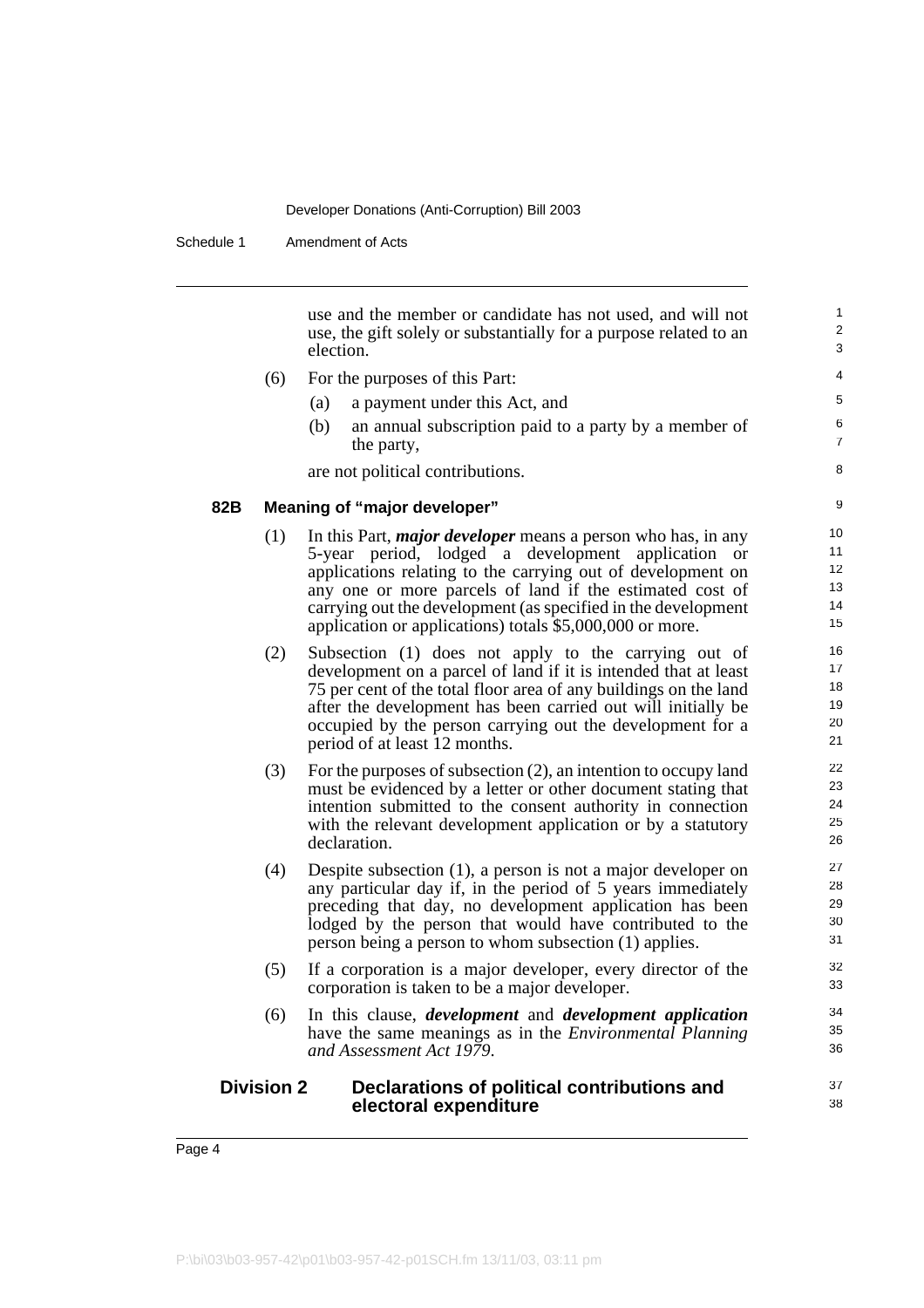use and the member or candidate has not used, and will not use, the gift solely or substantially for a purpose related to an election.

(6) For the purposes of this Part:

(a) a payment under this Act, and

(b) an annual subscription paid to a party by a member of the party,

are not political contributions.

### 82B Meaning of "major developer"

(1) In this Part, ***major developer*** means a person who has, in any 5-year period, lodged a development application or applications relating to the carrying out of development on any one or more parcels of land if the estimated cost of carrying out the development (as specified in the development application or applications) totals $5,000,000 or more.

(2) Subsection (1) does not apply to the carrying out of development on a parcel of land if it is intended that at least 75 per cent of the total floor area of any buildings on the land after the development has been carried out will initially be occupied by the person carrying out the development for a period of at least 12 months.

(3) For the purposes of subsection (2), an intention to occupy land must be evidenced by a letter or other document stating that intention submitted to the consent authority in connection with the relevant development application or by a statutory declaration.

(4) Despite subsection (1), a person is not a major developer on any particular day if, in the period of 5 years immediately preceding that day, no development application has been lodged by the person that would have contributed to the person being a person to whom subsection (1) applies.

(5) If a corporation is a major developer, every director of the corporation is taken to be a major developer.

(6) In this clause, ***development*** and ***development application*** have the same meanings as in the *Environmental Planning and Assessment Act 1979*.

## Division 2 Declarations of political contributions and electoral expenditure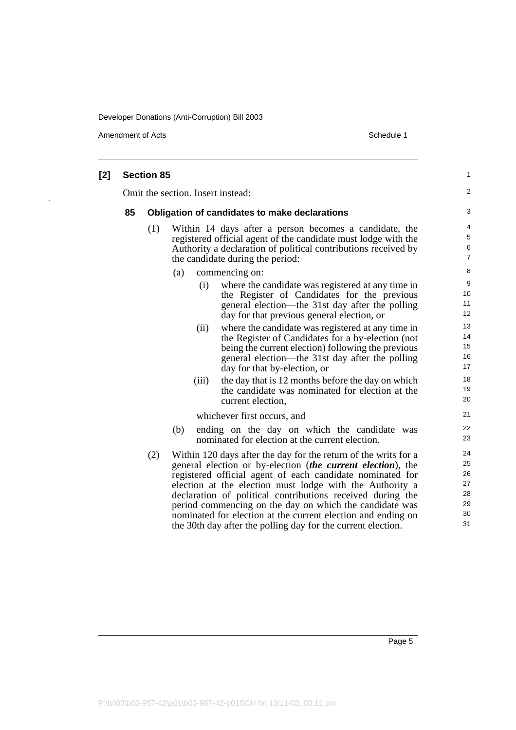**[2] Section 85**

Omit the section. Insert instead:

**85 Obligation of candidates to make declarations**

(1) Within 14 days after a person becomes a candidate, the registered official agent of the candidate must lodge with the Authority a declaration of political contributions received by the candidate during the period:

(a) commencing on:

(i) where the candidate was registered at any time in the Register of Candidates for the previous general election—the 31st day after the polling day for that previous general election, or

(ii) where the candidate was registered at any time in the Register of Candidates for a by-election (not being the current election) following the previous general election—the 31st day after the polling day for that by-election, or

(iii) the day that is 12 months before the day on which the candidate was nominated for election at the current election,

whichever first occurs, and

(b) ending on the day on which the candidate was nominated for election at the current election.

(2) Within 120 days after the day for the return of the writs for a general election or by-election (***the current election***), the registered official agent of each candidate nominated for election at the election must lodge with the Authority a declaration of political contributions received during the period commencing on the day on which the candidate was nominated for election at the current election and ending on the 30th day after the polling day for the current election.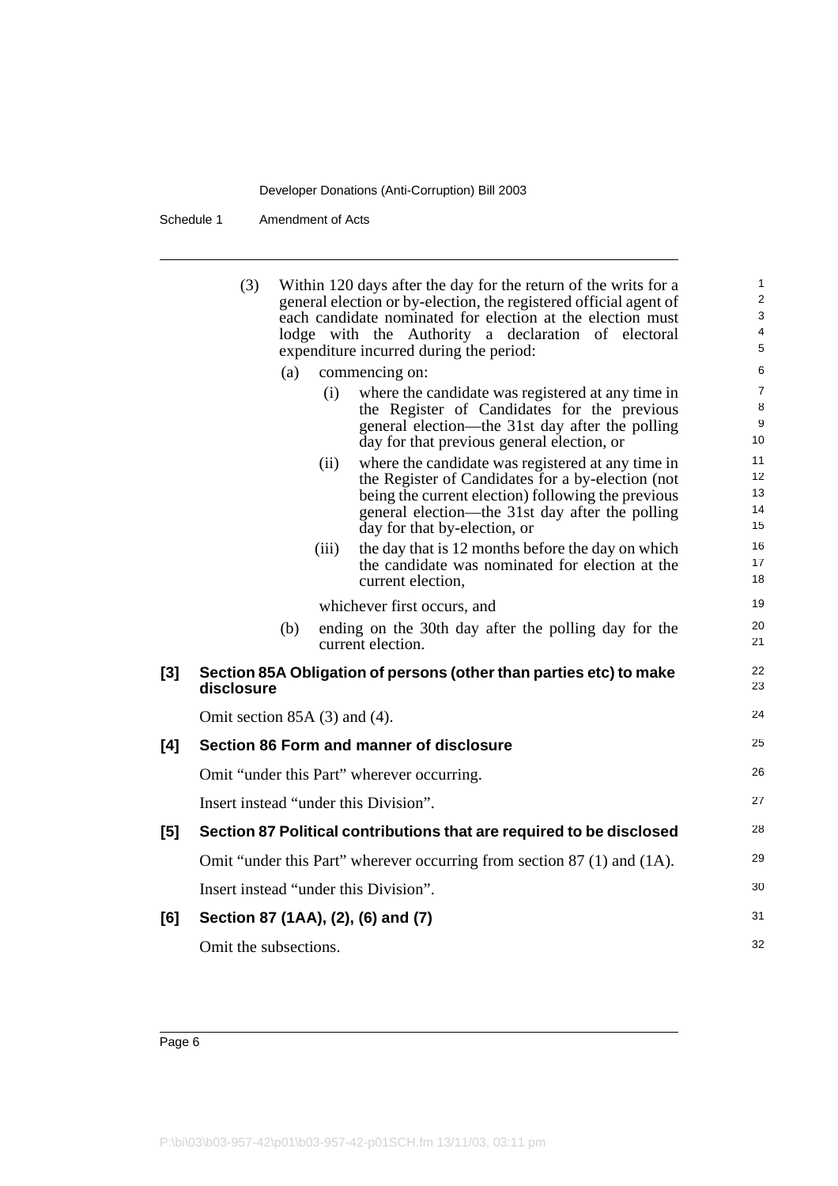(3) Within 120 days after the day for the return of the writs for a general election or by-election, the registered official agent of each candidate nominated for election at the election must lodge with the Authority a declaration of electoral expenditure incurred during the period:

- (a) commencing on:
  - (i) where the candidate was registered at any time in the Register of Candidates for the previous general election—the 31st day after the polling day for that previous general election, or
  - (ii) where the candidate was registered at any time in the Register of Candidates for a by-election (not being the current election) following the previous general election—the 31st day after the polling day for that by-election, or
  - (iii) the day that is 12 months before the day on which the candidate was nominated for election at the current election,

  whichever first occurs, and

- (b) ending on the 30th day after the polling day for the current election.

### [3] Section 85A Obligation of persons (other than parties etc) to make disclosure

Omit section 85A (3) and (4).

### [4] Section 86 Form and manner of disclosure

Omit "under this Part" wherever occurring.

Insert instead "under this Division".

### [5] Section 87 Political contributions that are required to be disclosed

Omit "under this Part" wherever occurring from section 87 (1) and (1A).

Insert instead "under this Division".

### [6] Section 87 (1AA), (2), (6) and (7)

Omit the subsections.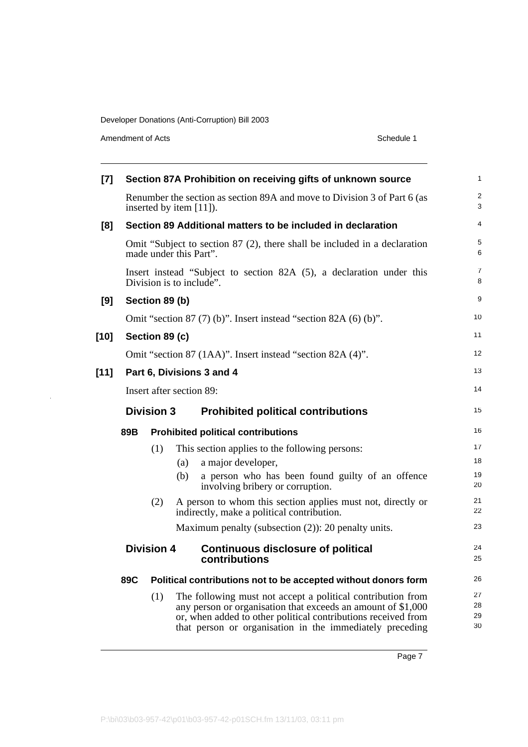**[7] Section 87A Prohibition on receiving gifts of unknown source**

Renumber the section as section 89A and move to Division 3 of Part 6 (as inserted by item [11]).

**[8] Section 89 Additional matters to be included in declaration**

Omit "Subject to section 87 (2), there shall be included in a declaration made under this Part".

Insert instead "Subject to section 82A (5), a declaration under this Division is to include".

**[9] Section 89 (b)**

Omit "section 87 (7) (b)". Insert instead "section 82A (6) (b)".

**[10] Section 89 (c)**

Omit "section 87 (1AA)". Insert instead "section 82A (4)".

**[11] Part 6, Divisions 3 and 4**

Insert after section 89:

## Division 3 Prohibited political contributions

### 89B Prohibited political contributions

(1) This section applies to the following persons:

(a) a major developer,

(b) a person who has been found guilty of an offence involving bribery or corruption.

(2) A person to whom this section applies must not, directly or indirectly, make a political contribution.

Maximum penalty (subsection (2)): 20 penalty units.

## Division 4 Continuous disclosure of political contributions

### 89C Political contributions not to be accepted without donors form

(1) The following must not accept a political contribution from any person or organisation that exceeds an amount of $1,000 or, when added to other political contributions received from that person or organisation in the immediately preceding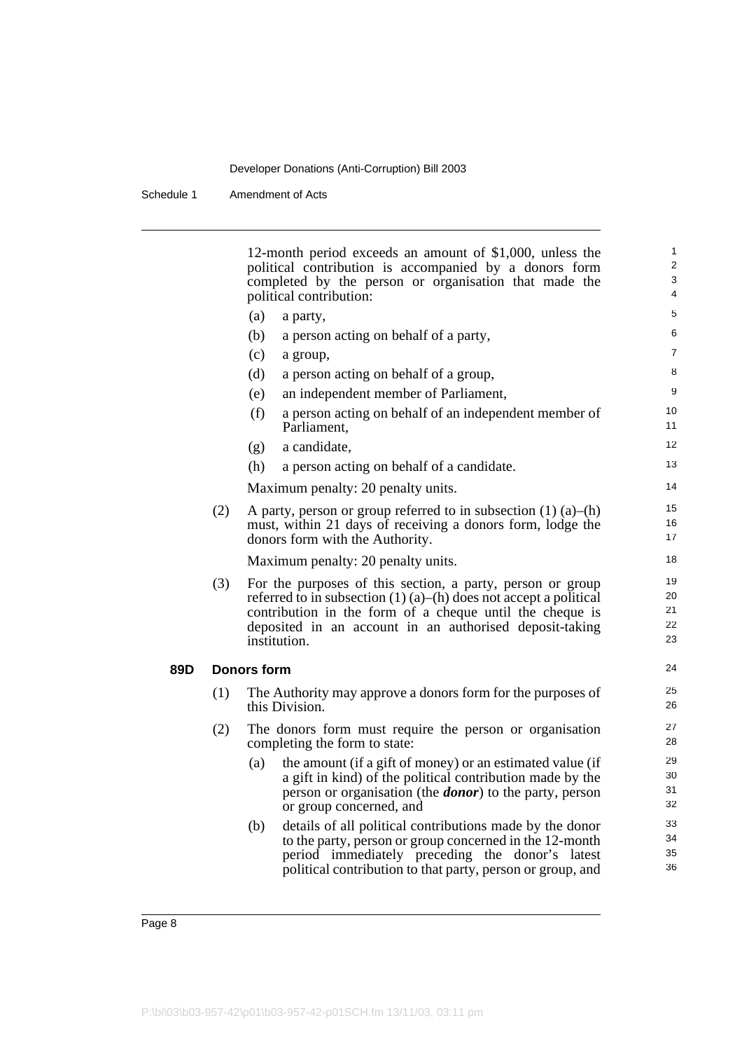12-month period exceeds an amount of $1,000, unless the political contribution is accompanied by a donors form completed by the person or organisation that made the political contribution:

(a) a party,

(b) a person acting on behalf of a party,

(c) a group,

(d) a person acting on behalf of a group,

(e) an independent member of Parliament,

(f) a person acting on behalf of an independent member of Parliament,

(g) a candidate,

(h) a person acting on behalf of a candidate.

Maximum penalty: 20 penalty units.

(2) A party, person or group referred to in subsection (1) (a)–(h) must, within 21 days of receiving a donors form, lodge the donors form with the Authority.

Maximum penalty: 20 penalty units.

(3) For the purposes of this section, a party, person or group referred to in subsection (1) (a)–(h) does not accept a political contribution in the form of a cheque until the cheque is deposited in an account in an authorised deposit-taking institution.

**89D Donors form**

(1) The Authority may approve a donors form for the purposes of this Division.

(2) The donors form must require the person or organisation completing the form to state:

(a) the amount (if a gift of money) or an estimated value (if a gift in kind) of the political contribution made by the person or organisation (the ***donor***) to the party, person or group concerned, and

(b) details of all political contributions made by the donor to the party, person or group concerned in the 12-month period immediately preceding the donor's latest political contribution to that party, person or group, and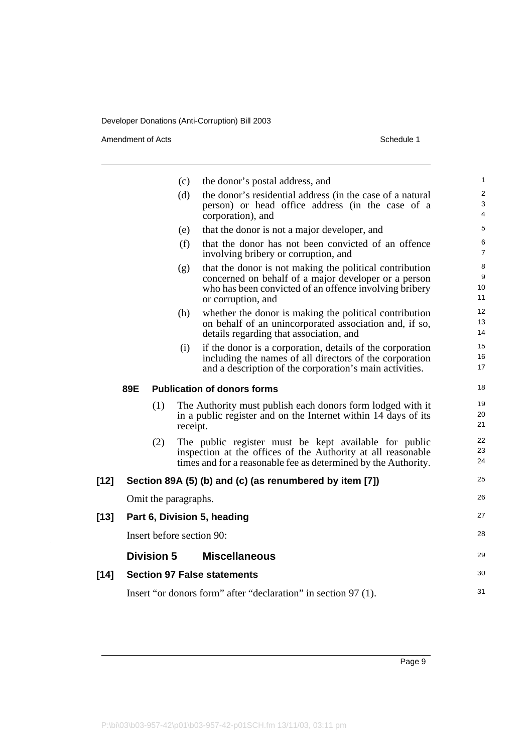(c) the donor's postal address, and

(d) the donor's residential address (in the case of a natural person) or head office address (in the case of a corporation), and

(e) that the donor is not a major developer, and

(f) that the donor has not been convicted of an offence involving bribery or corruption, and

(g) that the donor is not making the political contribution concerned on behalf of a major developer or a person who has been convicted of an offence involving bribery or corruption, and

(h) whether the donor is making the political contribution on behalf of an unincorporated association and, if so, details regarding that association, and

(i) if the donor is a corporation, details of the corporation including the names of all directors of the corporation and a description of the corporation's main activities.

**89E Publication of donors forms**

(1) The Authority must publish each donors form lodged with it in a public register and on the Internet within 14 days of its receipt.

(2) The public register must be kept available for public inspection at the offices of the Authority at all reasonable times and for a reasonable fee as determined by the Authority.

**[12] Section 89A (5) (b) and (c) (as renumbered by item [7])**

Omit the paragraphs.

**[13] Part 6, Division 5, heading**

Insert before section 90:

## Division 5 Miscellaneous

**[14] Section 97 False statements**

Insert "or donors form" after "declaration" in section 97 (1).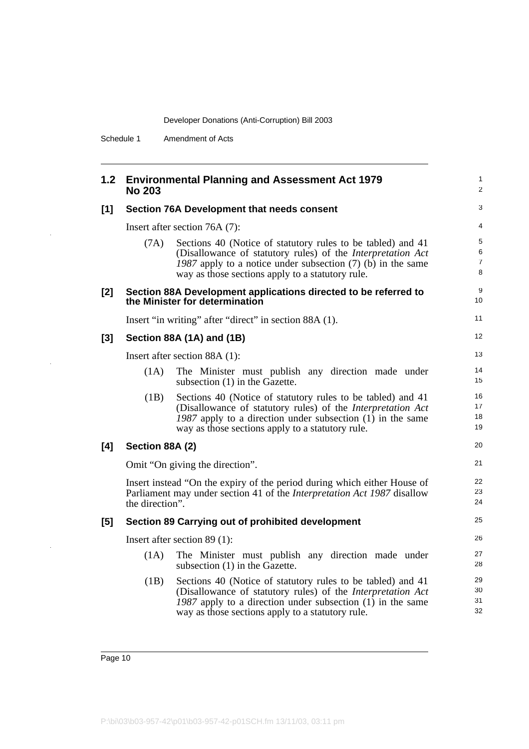## 1.2 Environmental Planning and Assessment Act 1979 No 203

### [1] Section 76A Development that needs consent

Insert after section 76A (7):

(7A) Sections 40 (Notice of statutory rules to be tabled) and 41 (Disallowance of statutory rules) of the *Interpretation Act 1987* apply to a notice under subsection (7) (b) in the same way as those sections apply to a statutory rule.

### [2] Section 88A Development applications directed to be referred to the Minister for determination

Insert "in writing" after "direct" in section 88A (1).

### [3] Section 88A (1A) and (1B)

Insert after section 88A (1):

(1A) The Minister must publish any direction made under subsection (1) in the Gazette.

(1B) Sections 40 (Notice of statutory rules to be tabled) and 41 (Disallowance of statutory rules) of the *Interpretation Act 1987* apply to a direction under subsection (1) in the same way as those sections apply to a statutory rule.

### [4] Section 88A (2)

Omit "On giving the direction".

Insert instead "On the expiry of the period during which either House of Parliament may under section 41 of the *Interpretation Act 1987* disallow the direction".

### [5] Section 89 Carrying out of prohibited development

Insert after section 89 (1):

(1A) The Minister must publish any direction made under subsection (1) in the Gazette.

(1B) Sections 40 (Notice of statutory rules to be tabled) and 41 (Disallowance of statutory rules) of the *Interpretation Act 1987* apply to a direction under subsection (1) in the same way as those sections apply to a statutory rule.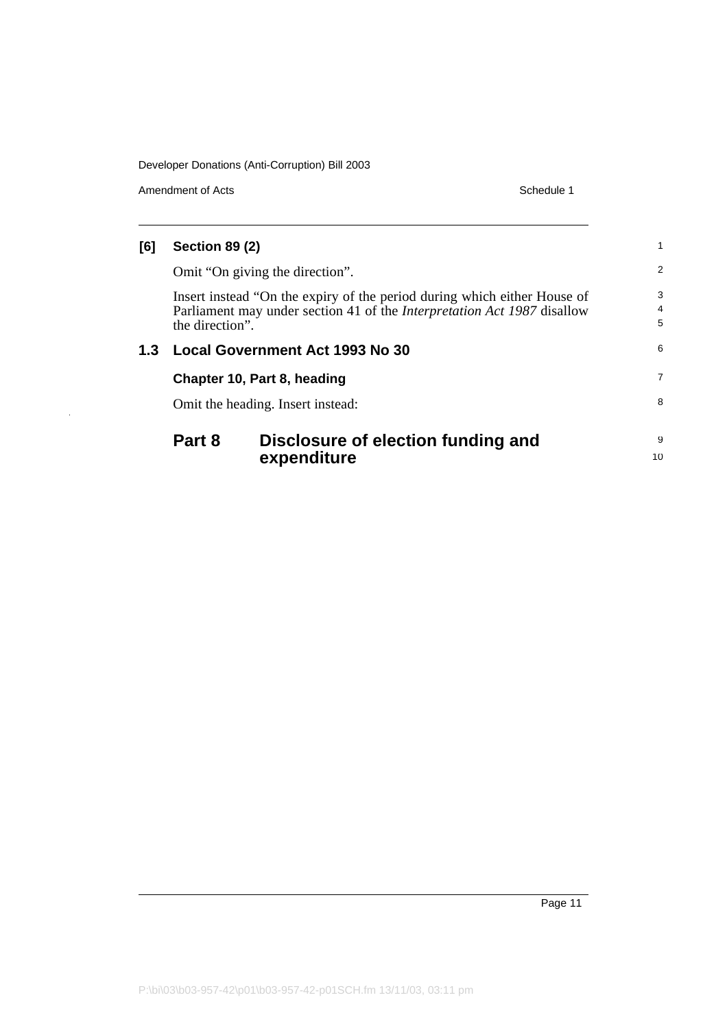**[6] Section 89 (2)**

Omit "On giving the direction".

Insert instead "On the expiry of the period during which either House of Parliament may under section 41 of the *Interpretation Act 1987* disallow the direction".

## 1.3 Local Government Act 1993 No 30

**Chapter 10, Part 8, heading**

Omit the heading. Insert instead:

## Part 8 Disclosure of election funding and expenditure